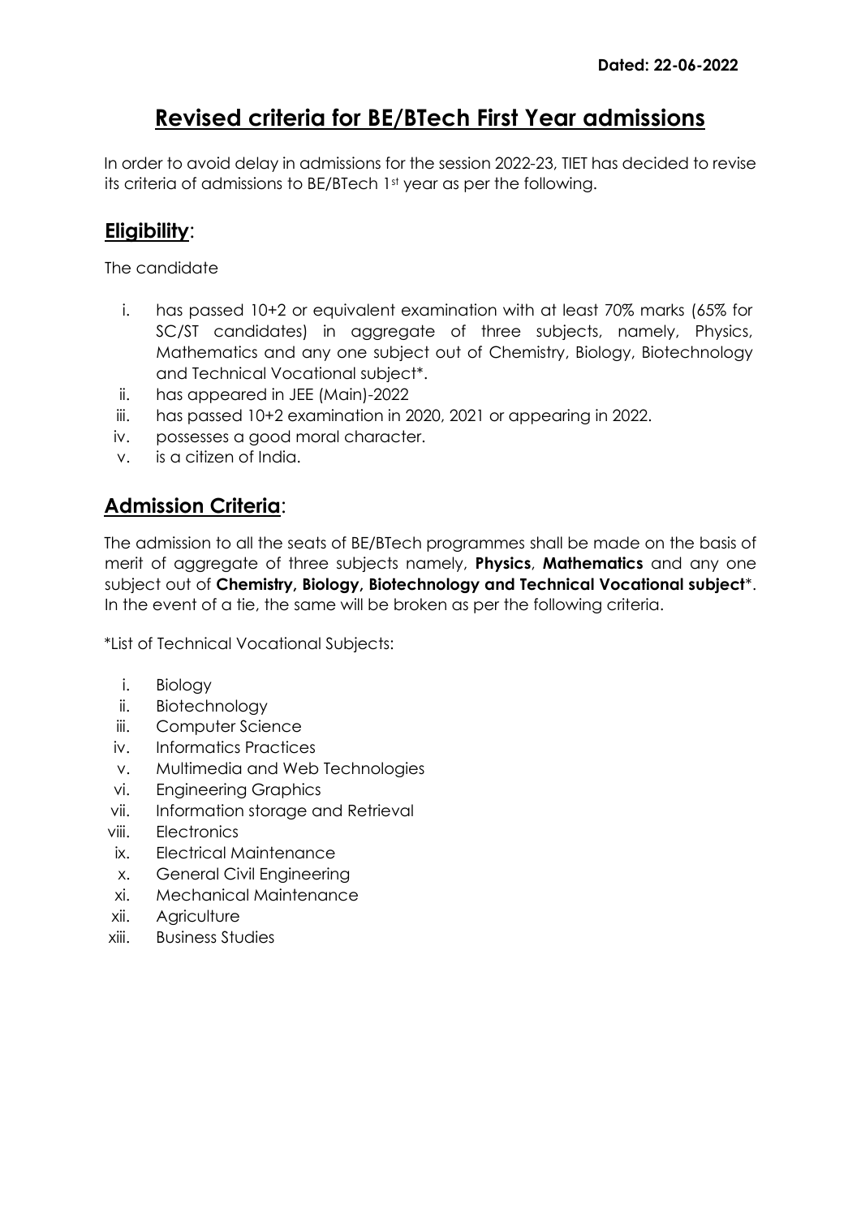**Dated: 22-06-2022**

# Revised criteria for BE/BTech First Year admissions

In order to avoid delay in admissions for the session 2022-23, TIET has decided to revise its criteria of admissions to BE/BTech 1st year as per the following.

## Eligibility:

The candidate

i. has passed 10+2 or equivalent examination with at least 70% marks (65% for SC/ST candidates) in aggregate of three subjects, namely, Physics, Mathematics and any one subject out of Chemistry, Biology, Biotechnology and Technical Vocational subject*.
ii. has appeared in JEE (Main)-2022
iii. has passed 10+2 examination in 2020, 2021 or appearing in 2022.
iv. possesses a good moral character.
v. is a citizen of India.

## Admission Criteria:

The admission to all the seats of BE/BTech programmes shall be made on the basis of merit of aggregate of three subjects namely, **Physics**, **Mathematics** and any one subject out of **Chemistry, Biology, Biotechnology and Technical Vocational subject***. In the event of a tie, the same will be broken as per the following criteria.

*List of Technical Vocational Subjects:

i. Biology
ii. Biotechnology
iii. Computer Science
iv. Informatics Practices
v. Multimedia and Web Technologies
vi. Engineering Graphics
vii. Information storage and Retrieval
viii. Electronics
ix. Electrical Maintenance
x. General Civil Engineering
xi. Mechanical Maintenance
xii. Agriculture
xiii. Business Studies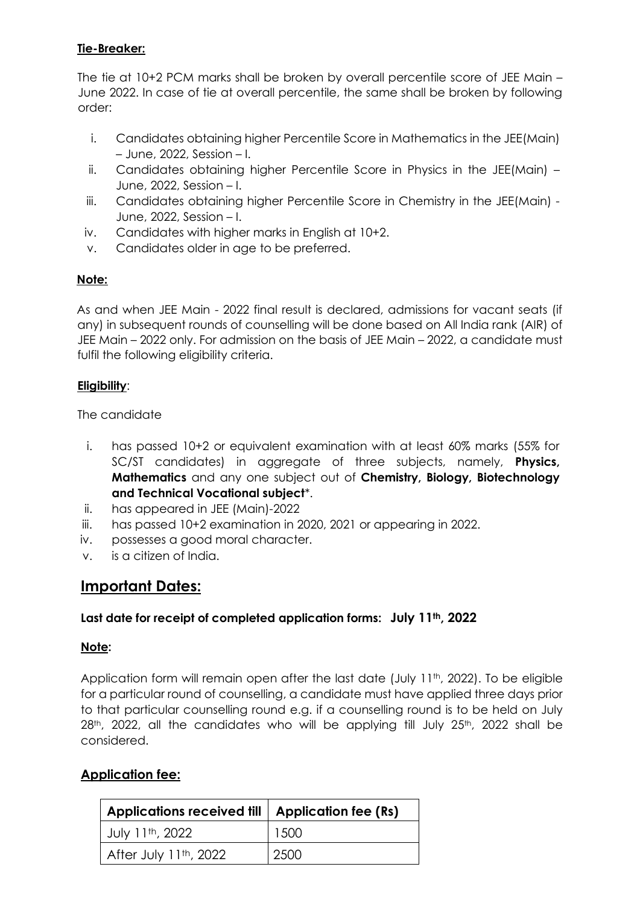**Tie-Breaker:**

The tie at 10+2 PCM marks shall be broken by overall percentile score of JEE Main – June 2022. In case of tie at overall percentile, the same shall be broken by following order:

i. Candidates obtaining higher Percentile Score in Mathematics in the JEE(Main) – June, 2022, Session – I.
ii. Candidates obtaining higher Percentile Score in Physics in the JEE(Main) – June, 2022, Session – I.
iii. Candidates obtaining higher Percentile Score in Chemistry in the JEE(Main) - June, 2022, Session – I.
iv. Candidates with higher marks in English at 10+2.
v. Candidates older in age to be preferred.

**Note:**

As and when JEE Main - 2022 final result is declared, admissions for vacant seats (if any) in subsequent rounds of counselling will be done based on All India rank (AIR) of JEE Main – 2022 only. For admission on the basis of JEE Main – 2022, a candidate must fulfil the following eligibility criteria.

**Eligibility**:

The candidate

i. has passed 10+2 or equivalent examination with at least 60% marks (55% for SC/ST candidates) in aggregate of three subjects, namely, **Physics, Mathematics** and any one subject out of **Chemistry, Biology, Biotechnology and Technical Vocational subject***.
ii. has appeared in JEE (Main)-2022
iii. has passed 10+2 examination in 2020, 2021 or appearing in 2022.
iv. possesses a good moral character.
v. is a citizen of India.

## Important Dates:

**Last date for receipt of completed application forms: July 11th, 2022**

**Note:**

Application form will remain open after the last date (July 11th, 2022). To be eligible for a particular round of counselling, a candidate must have applied three days prior to that particular counselling round e.g. if a counselling round is to be held on July 28th, 2022, all the candidates who will be applying till July 25th, 2022 shall be considered.

## Application fee:

| Applications received till | Application fee (Rs) |
|---|---|
| July 11th, 2022 | 1500 |
| After July 11th, 2022 | 2500 |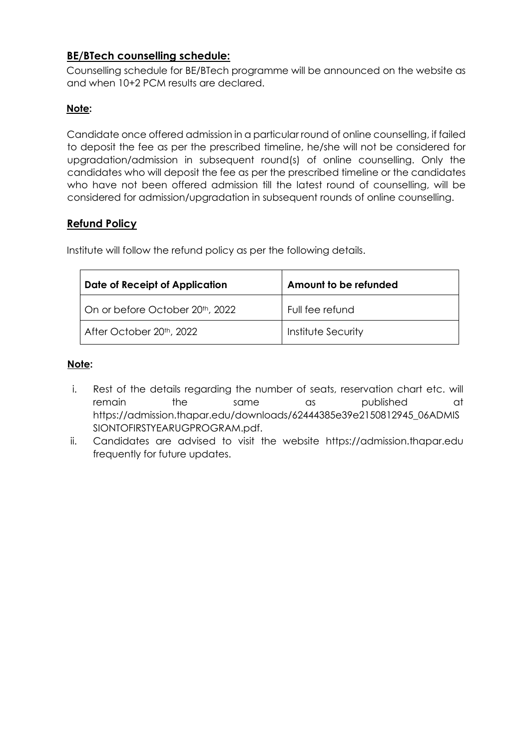## BE/BTech counselling schedule:

Counselling schedule for BE/BTech programme will be announced on the website as and when 10+2 PCM results are declared.

**Note:**

Candidate once offered admission in a particular round of online counselling, if failed to deposit the fee as per the prescribed timeline, he/she will not be considered for upgradation/admission in subsequent round(s) of online counselling. Only the candidates who will deposit the fee as per the prescribed timeline or the candidates who have not been offered admission till the latest round of counselling, will be considered for admission/upgradation in subsequent rounds of online counselling.

## Refund Policy

Institute will follow the refund policy as per the following details.

| Date of Receipt of Application | Amount to be refunded |
|---|---|
| On or before October 20th, 2022 | Full fee refund |
| After October 20th, 2022 | Institute Security |

**Note:**

i. Rest of the details regarding the number of seats, reservation chart etc. will remain the same as published at https://admission.thapar.edu/downloads/62444385e39e2150812945_06ADMISSIONTOFIRSTYEARUGPROGRAM.pdf.

ii. Candidates are advised to visit the website https://admission.thapar.edu frequently for future updates.